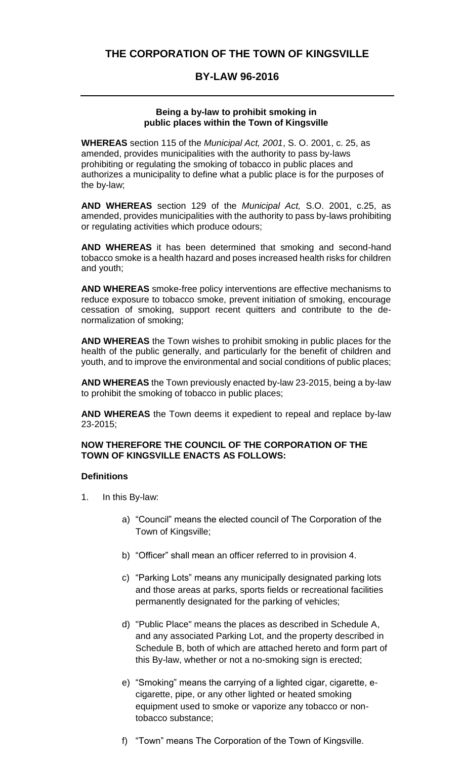# THE CORPORATION OF THE TOWN OF KINGSVILLE

## BY-LAW 96-2016

**Being a by-law to prohibit smoking in public places within the Town of Kingsville**

**WHEREAS** section 115 of the *Municipal Act, 2001*, S. O. 2001, c. 25, as amended, provides municipalities with the authority to pass by-laws prohibiting or regulating the smoking of tobacco in public places and authorizes a municipality to define what a public place is for the purposes of the by-law;

**AND WHEREAS** section 129 of the *Municipal Act,* S.O. 2001, c.25, as amended, provides municipalities with the authority to pass by-laws prohibiting or regulating activities which produce odours;

**AND WHEREAS** it has been determined that smoking and second-hand tobacco smoke is a health hazard and poses increased health risks for children and youth;

**AND WHEREAS** smoke-free policy interventions are effective mechanisms to reduce exposure to tobacco smoke, prevent initiation of smoking, encourage cessation of smoking, support recent quitters and contribute to the de-normalization of smoking;

**AND WHEREAS** the Town wishes to prohibit smoking in public places for the health of the public generally, and particularly for the benefit of children and youth, and to improve the environmental and social conditions of public places;

**AND WHEREAS** the Town previously enacted by-law 23-2015, being a by-law to prohibit the smoking of tobacco in public places;

**AND WHEREAS** the Town deems it expedient to repeal and replace by-law 23-2015;

**NOW THEREFORE THE COUNCIL OF THE CORPORATION OF THE TOWN OF KINGSVILLE ENACTS AS FOLLOWS:**

**Definitions**

1. In this By-law:

   a) "Council" means the elected council of The Corporation of the Town of Kingsville;

   b) "Officer" shall mean an officer referred to in provision 4.

   c) "Parking Lots" means any municipally designated parking lots and those areas at parks, sports fields or recreational facilities permanently designated for the parking of vehicles;

   d) "Public Place" means the places as described in Schedule A, and any associated Parking Lot, and the property described in Schedule B, both of which are attached hereto and form part of this By-law, whether or not a no-smoking sign is erected;

   e) "Smoking" means the carrying of a lighted cigar, cigarette, e-cigarette, pipe, or any other lighted or heated smoking equipment used to smoke or vaporize any tobacco or non-tobacco substance;

   f) "Town" means The Corporation of the Town of Kingsville.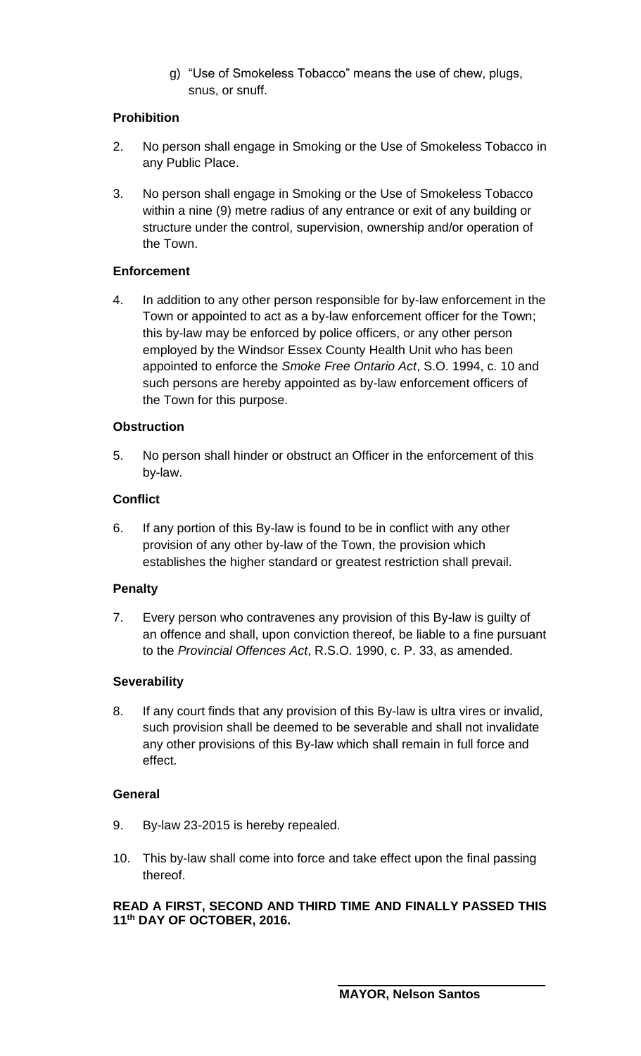g) "Use of Smokeless Tobacco" means the use of chew, plugs, snus, or snuff.

**Prohibition**

2. No person shall engage in Smoking or the Use of Smokeless Tobacco in any Public Place.

3. No person shall engage in Smoking or the Use of Smokeless Tobacco within a nine (9) metre radius of any entrance or exit of any building or structure under the control, supervision, ownership and/or operation of the Town.

**Enforcement**

4. In addition to any other person responsible for by-law enforcement in the Town or appointed to act as a by-law enforcement officer for the Town; this by-law may be enforced by police officers, or any other person employed by the Windsor Essex County Health Unit who has been appointed to enforce the *Smoke Free Ontario Act*, S.O. 1994, c. 10 and such persons are hereby appointed as by-law enforcement officers of the Town for this purpose.

**Obstruction**

5. No person shall hinder or obstruct an Officer in the enforcement of this by-law.

**Conflict**

6. If any portion of this By-law is found to be in conflict with any other provision of any other by-law of the Town, the provision which establishes the higher standard or greatest restriction shall prevail.

**Penalty**

7. Every person who contravenes any provision of this By-law is guilty of an offence and shall, upon conviction thereof, be liable to a fine pursuant to the *Provincial Offences Act*, R.S.O. 1990, c. P. 33, as amended.

**Severability**

8. If any court finds that any provision of this By-law is ultra vires or invalid, such provision shall be deemed to be severable and shall not invalidate any other provisions of this By-law which shall remain in full force and effect.

**General**

9. By-law 23-2015 is hereby repealed.

10. This by-law shall come into force and take effect upon the final passing thereof.

**READ A FIRST, SECOND AND THIRD TIME AND FINALLY PASSED THIS 11th DAY OF OCTOBER, 2016.**

**MAYOR, Nelson Santos**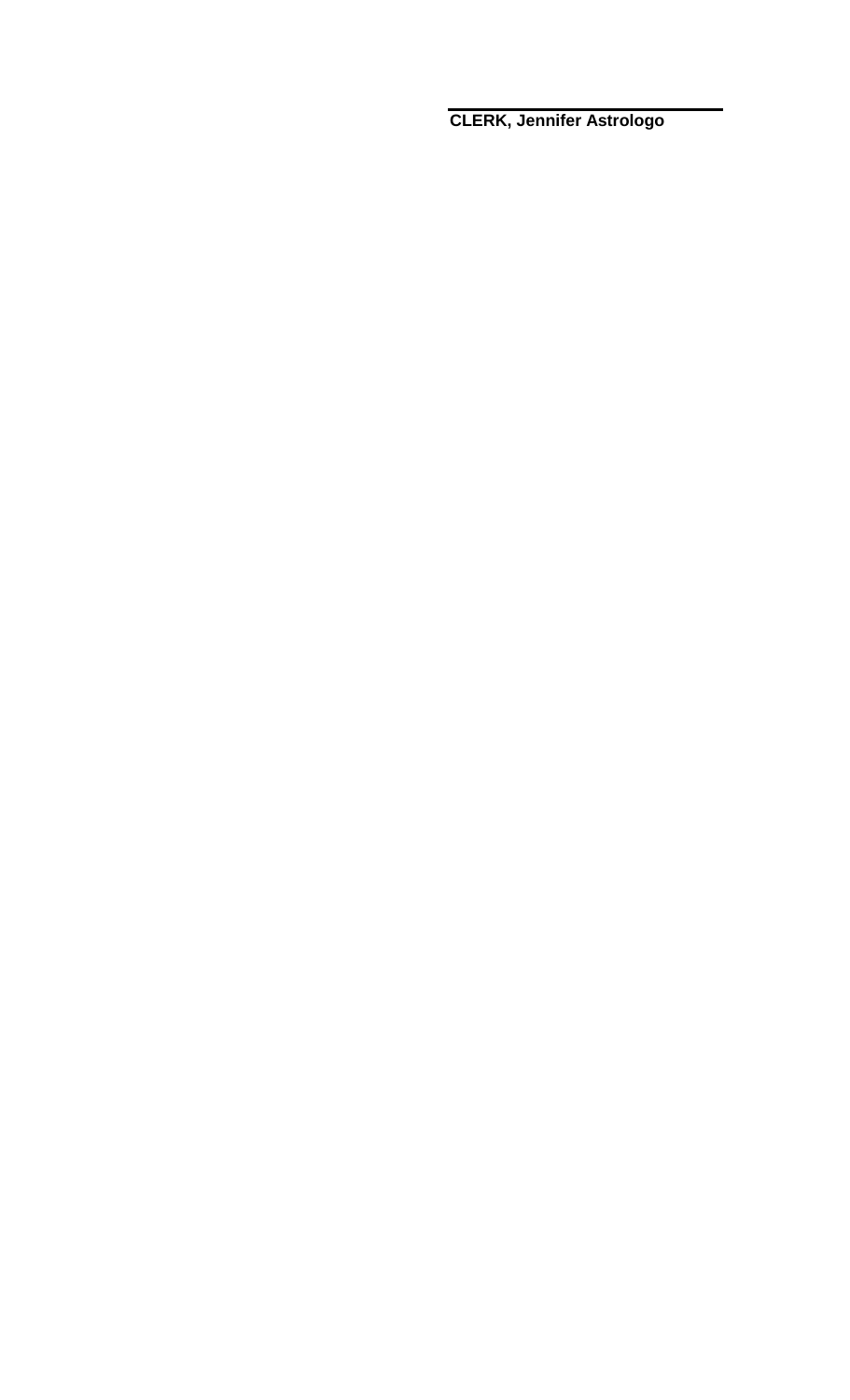CLERK, Jennifer Astrologo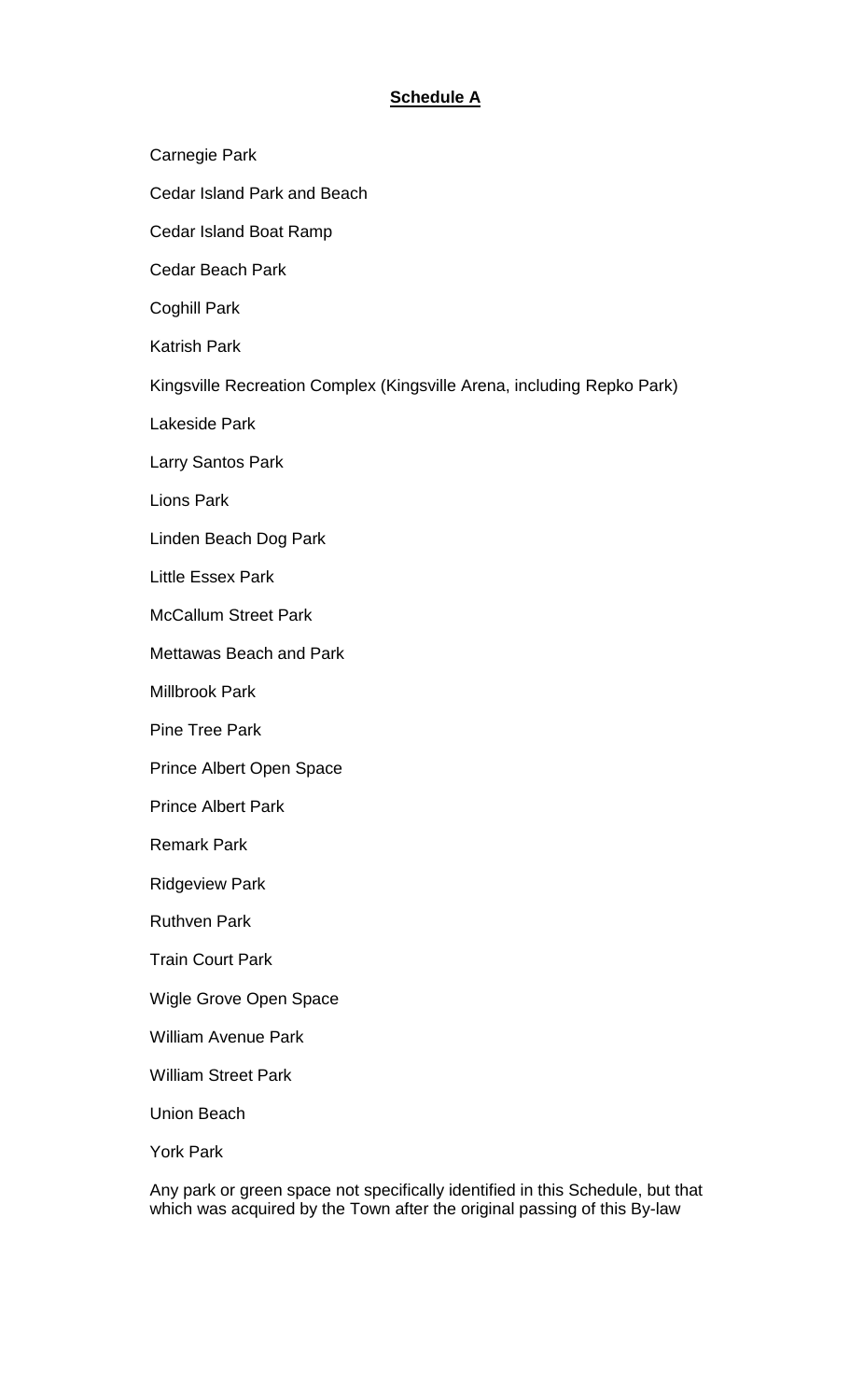# Schedule A

Carnegie Park

Cedar Island Park and Beach

Cedar Island Boat Ramp

Cedar Beach Park

Coghill Park

Katrish Park

Kingsville Recreation Complex (Kingsville Arena, including Repko Park)

Lakeside Park

Larry Santos Park

Lions Park

Linden Beach Dog Park

Little Essex Park

McCallum Street Park

Mettawas Beach and Park

Millbrook Park

Pine Tree Park

Prince Albert Open Space

Prince Albert Park

Remark Park

Ridgeview Park

Ruthven Park

Train Court Park

Wigle Grove Open Space

William Avenue Park

William Street Park

Union Beach

York Park

Any park or green space not specifically identified in this Schedule, but that which was acquired by the Town after the original passing of this By-law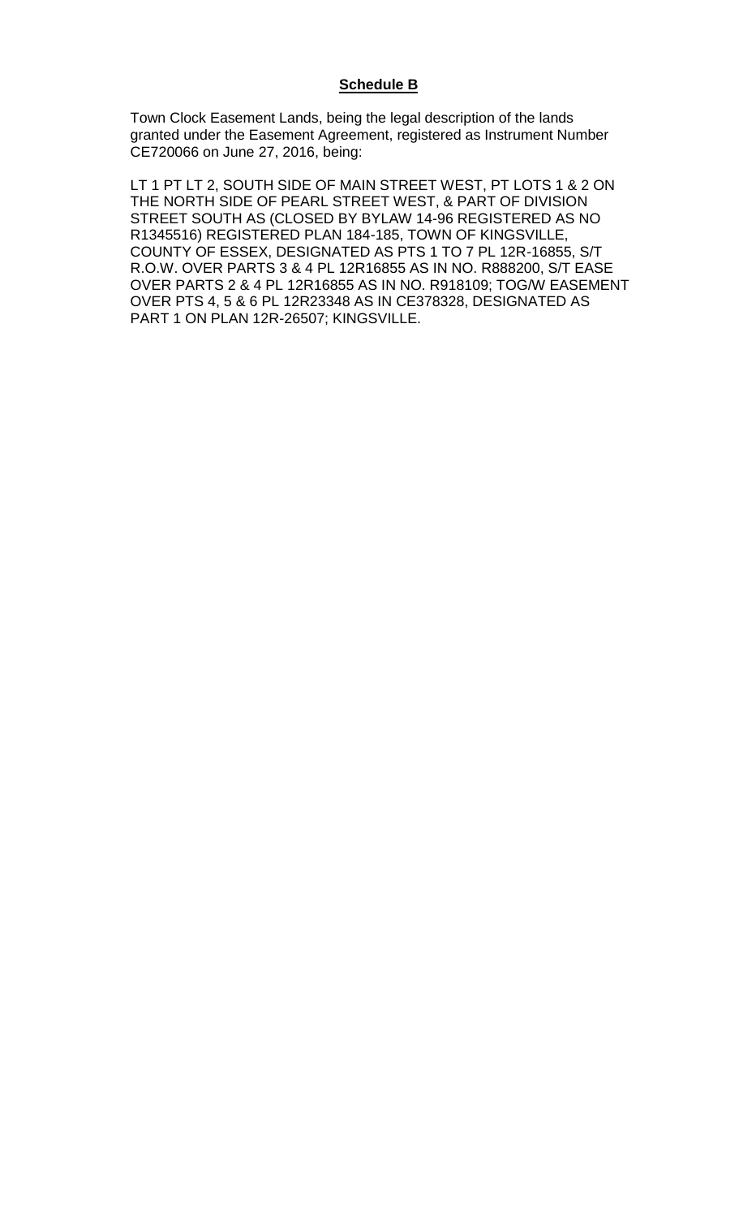**Schedule B**

Town Clock Easement Lands, being the legal description of the lands granted under the Easement Agreement, registered as Instrument Number CE720066 on June 27, 2016, being:

LT 1 PT LT 2, SOUTH SIDE OF MAIN STREET WEST, PT LOTS 1 & 2 ON THE NORTH SIDE OF PEARL STREET WEST, & PART OF DIVISION STREET SOUTH AS (CLOSED BY BYLAW 14-96 REGISTERED AS NO R1345516) REGISTERED PLAN 184-185, TOWN OF KINGSVILLE, COUNTY OF ESSEX, DESIGNATED AS PTS 1 TO 7 PL 12R-16855, S/T R.O.W. OVER PARTS 3 & 4 PL 12R16855 AS IN NO. R888200, S/T EASE OVER PARTS 2 & 4 PL 12R16855 AS IN NO. R918109; TOG/W EASEMENT OVER PTS 4, 5 & 6 PL 12R23348 AS IN CE378328, DESIGNATED AS PART 1 ON PLAN 12R-26507; KINGSVILLE.